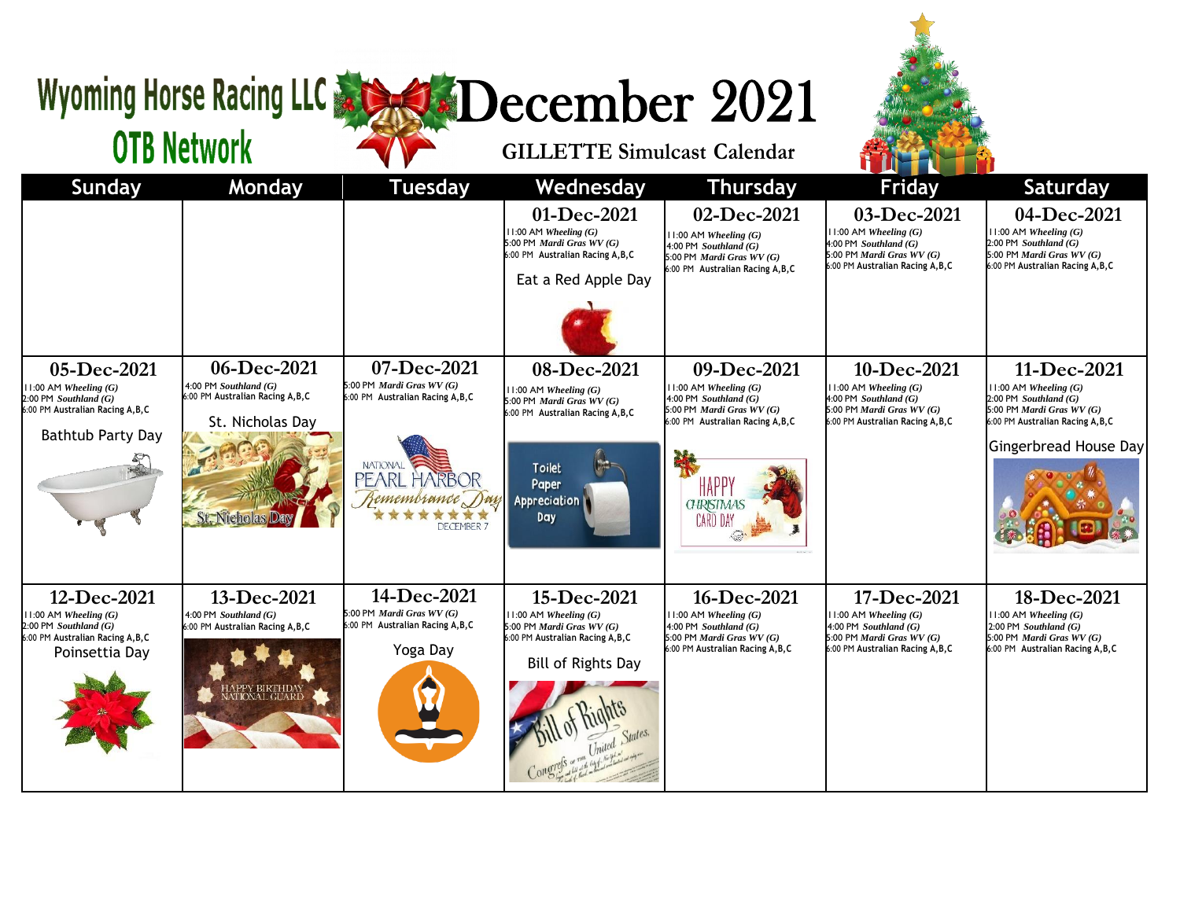# Wyoming Horse Racing LLC OTB Network

# December 2021

## GILLETTE Simulcast Calendar

| Sunday | Monday | Tuesday | Wednesday | Thursday | Friday | Saturday |
|---|---|---|---|---|---|---|
| | | | **01-Dec-2021**<br>11:00 AM *Wheeling (G)*<br>5:00 PM *Mardi Gras WV (G)*<br>6:00 PM Australian Racing A,B,C<br>Eat a Red Apple Day | **02-Dec-2021**<br>11:00 AM *Wheeling (G)*<br>4:00 PM *Southland (G)*<br>5:00 PM *Mardi Gras WV (G)*<br>6:00 PM Australian Racing A,B,C | **03-Dec-2021**<br>11:00 AM *Wheeling (G)*<br>4:00 PM *Southland (G)*<br>5:00 PM *Mardi Gras WV (G)*<br>6:00 PM Australian Racing A,B,C | **04-Dec-2021**<br>11:00 AM *Wheeling (G)*<br>2:00 PM *Southland (G)*<br>5:00 PM *Mardi Gras WV (G)*<br>6:00 PM Australian Racing A,B,C |
| **05-Dec-2021**<br>11:00 AM *Wheeling (G)*<br>2:00 PM *Southland (G)*<br>6:00 PM Australian Racing A,B,C<br>Bathtub Party Day | **06-Dec-2021**<br>4:00 PM *Southland (G)*<br>6:00 PM Australian Racing A,B,C<br>St. Nicholas Day | **07-Dec-2021**<br>5:00 PM *Mardi Gras WV (G)*<br>6:00 PM Australian Racing A,B,C<br>National Pearl Harbor Remembrance Day, December 7 | **08-Dec-2021**<br>11:00 AM *Wheeling (G)*<br>5:00 PM *Mardi Gras WV (G)*<br>6:00 PM Australian Racing A,B,C<br>Toilet Paper Appreciation Day | **09-Dec-2021**<br>11:00 AM *Wheeling (G)*<br>4:00 PM *Southland (G)*<br>5:00 PM *Mardi Gras WV (G)*<br>6:00 PM Australian Racing A,B,C<br>Happy Christmas Card Day | **10-Dec-2021**<br>11:00 AM *Wheeling (G)*<br>4:00 PM *Southland (G)*<br>5:00 PM *Mardi Gras WV (G)*<br>6:00 PM Australian Racing A,B,C | **11-Dec-2021**<br>11:00 AM *Wheeling (G)*<br>2:00 PM *Southland (G)*<br>5:00 PM *Mardi Gras WV (G)*<br>6:00 PM Australian Racing A,B,C<br>Gingerbread House Day |
| **12-Dec-2021**<br>11:00 AM *Wheeling (G)*<br>2:00 PM *Southland (G)*<br>6:00 PM Australian Racing A,B,C<br>Poinsettia Day | **13-Dec-2021**<br>4:00 PM *Southland (G)*<br>6:00 PM Australian Racing A,B,C<br>Happy Birthday National Guard | **14-Dec-2021**<br>5:00 PM *Mardi Gras WV (G)*<br>6:00 PM Australian Racing A,B,C<br>Yoga Day | **15-Dec-2021**<br>11:00 AM *Wheeling (G)*<br>5:00 PM *Mardi Gras WV (G)*<br>6:00 PM Australian Racing A,B,C<br>Bill of Rights Day | **16-Dec-2021**<br>11:00 AM *Wheeling (G)*<br>4:00 PM *Southland (G)*<br>5:00 PM *Mardi Gras WV (G)*<br>6:00 PM Australian Racing A,B,C | **17-Dec-2021**<br>11:00 AM *Wheeling (G)*<br>4:00 PM *Southland (G)*<br>5:00 PM *Mardi Gras WV (G)*<br>6:00 PM Australian Racing A,B,C | **18-Dec-2021**<br>11:00 AM *Wheeling (G)*<br>2:00 PM *Southland (G)*<br>5:00 PM *Mardi Gras WV (G)*<br>6:00 PM Australian Racing A,B,C |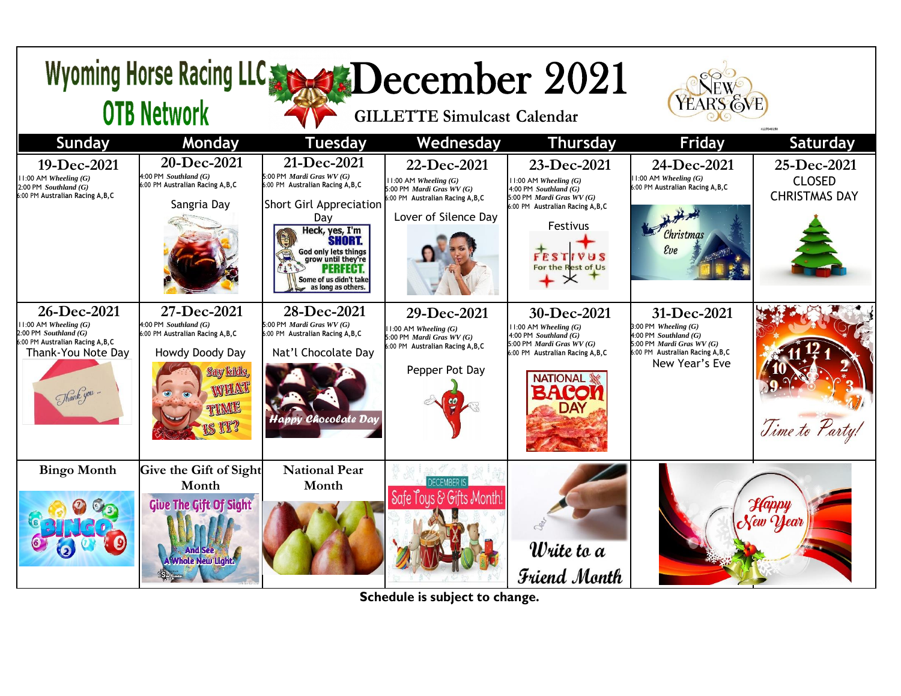# Wyoming Horse Racing LLC OTB Network

# December 2021

## GILLETTE Simulcast Calendar

| Sunday | Monday | Tuesday | Wednesday | Thursday | Friday | Saturday |
|---|---|---|---|---|---|---|
| **19-Dec-2021**<br>11:00 AM *Wheeling (G)*<br>2:00 PM *Southland (G)*<br>6:00 PM Australian Racing A,B,C | **20-Dec-2021**<br>4:00 PM *Southland (G)*<br>6:00 PM Australian Racing A,B,C<br>Sangria Day | **21-Dec-2021**<br>5:00 PM *Mardi Gras WV (G)*<br>6:00 PM Australian Racing A,B,C<br>Short Girl Appreciation Day | **22-Dec-2021**<br>11:00 AM *Wheeling (G)*<br>5:00 PM *Mardi Gras WV (G)*<br>6:00 PM Australian Racing A,B,C<br>Lover of Silence Day | **23-Dec-2021**<br>11:00 AM *Wheeling (G)*<br>4:00 PM *Southland (G)*<br>5:00 PM *Mardi Gras WV (G)*<br>6:00 PM Australian Racing A,B,C<br>Festivus | **24-Dec-2021**<br>11:00 AM *Wheeling (G)*<br>6:00 PM Australian Racing A,B,C | **25-Dec-2021**<br>CLOSED<br>CHRISTMAS DAY |
| **26-Dec-2021**<br>11:00 AM *Wheeling (G)*<br>2:00 PM *Southland (G)*<br>6:00 PM Australian Racing A,B,C<br>Thank-You Note Day | **27-Dec-2021**<br>4:00 PM *Southland (G)*<br>6:00 PM Australian Racing A,B,C<br>Howdy Doody Day | **28-Dec-2021**<br>5:00 PM *Mardi Gras WV (G)*<br>6:00 PM Australian Racing A,B,C<br>Nat'l Chocolate Day | **29-Dec-2021**<br>11:00 AM *Wheeling (G)*<br>5:00 PM *Mardi Gras WV (G)*<br>6:00 PM Australian Racing A,B,C<br>Pepper Pot Day | **30-Dec-2021**<br>11:00 AM *Wheeling (G)*<br>4:00 PM *Southland (G)*<br>5:00 PM *Mardi Gras WV (G)*<br>6:00 PM Australian Racing A,B,C | **31-Dec-2021**<br>3:00 PM *Wheeling (G)*<br>4:00 PM *Southland (G)*<br>5:00 PM *Mardi Gras WV (G)*<br>6:00 PM Australian Racing A,B,C<br>New Year's Eve | |
| **Bingo Month** | **Give the Gift of Sight Month** | **National Pear Month** | | | | |

**Schedule is subject to change.**